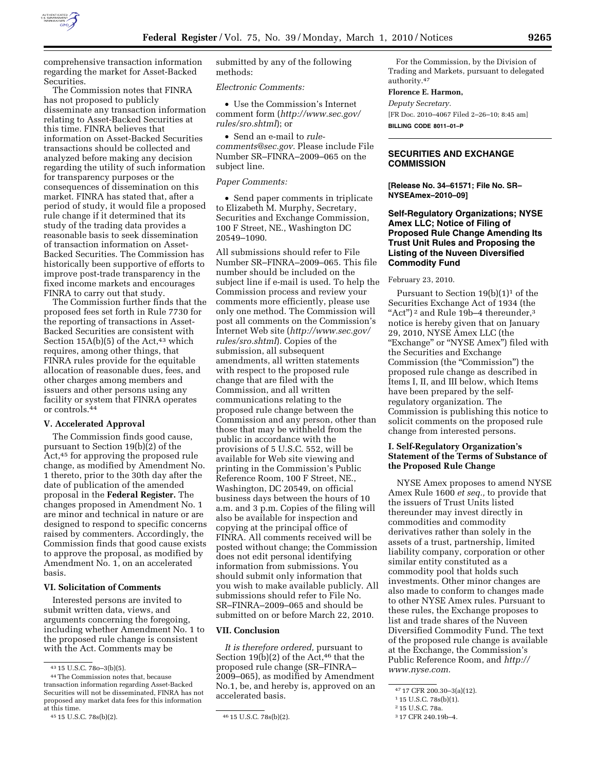comprehensive transaction information regarding the market for Asset-Backed Securities.

The Commission notes that FINRA has not proposed to publicly disseminate any transaction information relating to Asset-Backed Securities at this time. FINRA believes that information on Asset-Backed Securities transactions should be collected and analyzed before making any decision regarding the utility of such information for transparency purposes or the consequences of dissemination on this market. FINRA has stated that, after a period of study, it would file a proposed rule change if it determined that its study of the trading data provides a reasonable basis to seek dissemination of transaction information on Asset-Backed Securities. The Commission has historically been supportive of efforts to improve post-trade transparency in the fixed income markets and encourages FINRA to carry out that study.

The Commission further finds that the proposed fees set forth in Rule 7730 for the reporting of transactions in Asset-Backed Securities are consistent with Section 15A(b)(5) of the Act,[43] which requires, among other things, that FINRA rules provide for the equitable allocation of reasonable dues, fees, and other charges among members and issuers and other persons using any facility or system that FINRA operates or controls.[44]

### V. Accelerated Approval

The Commission finds good cause, pursuant to Section 19(b)(2) of the Act,[45] for approving the proposed rule change, as modified by Amendment No. 1 thereto, prior to the 30th day after the date of publication of the amended proposal in the **Federal Register.** The changes proposed in Amendment No. 1 are minor and technical in nature or are designed to respond to specific concerns raised by commenters. Accordingly, the Commission finds that good cause exists to approve the proposal, as modified by Amendment No. 1, on an accelerated basis.

### VI. Solicitation of Comments

Interested persons are invited to submit written data, views, and arguments concerning the foregoing, including whether Amendment No. 1 to the proposed rule change is consistent with the Act. Comments may be submitted by any of the following methods:

*Electronic Comments:*

- Use the Commission's Internet comment form (*http://www.sec.gov/rules/sro.shtml*); or
- Send an e-mail to *rule-comments@sec.gov.* Please include File Number SR–FINRA–2009–065 on the subject line.

*Paper Comments:*

- Send paper comments in triplicate to Elizabeth M. Murphy, Secretary, Securities and Exchange Commission, 100 F Street, NE., Washington DC 20549–1090.

All submissions should refer to File Number SR–FINRA–2009–065. This file number should be included on the subject line if e-mail is used. To help the Commission process and review your comments more efficiently, please use only one method. The Commission will post all comments on the Commission's Internet Web site (*http://www.sec.gov/rules/sro.shtml*). Copies of the submission, all subsequent amendments, all written statements with respect to the proposed rule change that are filed with the Commission, and all written communications relating to the proposed rule change between the Commission and any person, other than those that may be withheld from the public in accordance with the provisions of 5 U.S.C. 552, will be available for Web site viewing and printing in the Commission's Public Reference Room, 100 F Street, NE., Washington, DC 20549, on official business days between the hours of 10 a.m. and 3 p.m. Copies of the filing will also be available for inspection and copying at the principal office of FINRA. All comments received will be posted without change; the Commission does not edit personal identifying information from submissions. You should submit only information that you wish to make available publicly. All submissions should refer to File No. SR–FINRA–2009–065 and should be submitted on or before March 22, 2010.

### VII. Conclusion

*It is therefore ordered,* pursuant to Section 19(b)(2) of the Act,[46] that the proposed rule change (SR–FINRA–2009–065), as modified by Amendment No.1, be, and hereby is, approved on an accelerated basis.

For the Commission, by the Division of Trading and Markets, pursuant to delegated authority.[47]

**Florence E. Harmon,**

*Deputy Secretary.*

[FR Doc. 2010–4067 Filed 2–26–10; 8:45 am]

**BILLING CODE 8011–01–P**

---

## SECURITIES AND EXCHANGE COMMISSION

**[Release No. 34–61571; File No. SR–NYSEAmex–2010–09]**

## Self-Regulatory Organizations; NYSE Amex LLC; Notice of Filing of Proposed Rule Change Amending Its Trust Unit Rules and Proposing the Listing of the Nuveen Diversified Commodity Fund

February 23, 2010.

Pursuant to Section 19(b)(1)[1] of the Securities Exchange Act of 1934 (the "Act")[2] and Rule 19b–4 thereunder,[3] notice is hereby given that on January 29, 2010, NYSE Amex LLC (the "Exchange" or "NYSE Amex") filed with the Securities and Exchange Commission (the "Commission") the proposed rule change as described in Items I, II, and III below, which Items have been prepared by the self-regulatory organization. The Commission is publishing this notice to solicit comments on the proposed rule change from interested persons.

### I. Self-Regulatory Organization's Statement of the Terms of Substance of the Proposed Rule Change

NYSE Amex proposes to amend NYSE Amex Rule 1600 *et seq.,* to provide that the issuers of Trust Units listed thereunder may invest directly in commodities and commodity derivatives rather than solely in the assets of a trust, partnership, limited liability company, corporation or other similar entity constituted as a commodity pool that holds such investments. Other minor changes are also made to conform to changes made to other NYSE Amex rules. Pursuant to these rules, the Exchange proposes to list and trade shares of the Nuveen Diversified Commodity Fund. The text of the proposed rule change is available at the Exchange, the Commission's Public Reference Room, and *http://www.nyse.com.*

---

[43] 15 U.S.C. 78o–3(b)(5).

[44] The Commission notes that, because transaction information regarding Asset-Backed Securities will not be disseminated, FINRA has not proposed any market data fees for this information at this time.

[45] 15 U.S.C. 78s(b)(2).

[46] 15 U.S.C. 78s(b)(2).

[47] 17 CFR 200.30–3(a)(12).

[1] 15 U.S.C. 78s(b)(1).

[2] 15 U.S.C. 78a.

[3] 17 CFR 240.19b–4.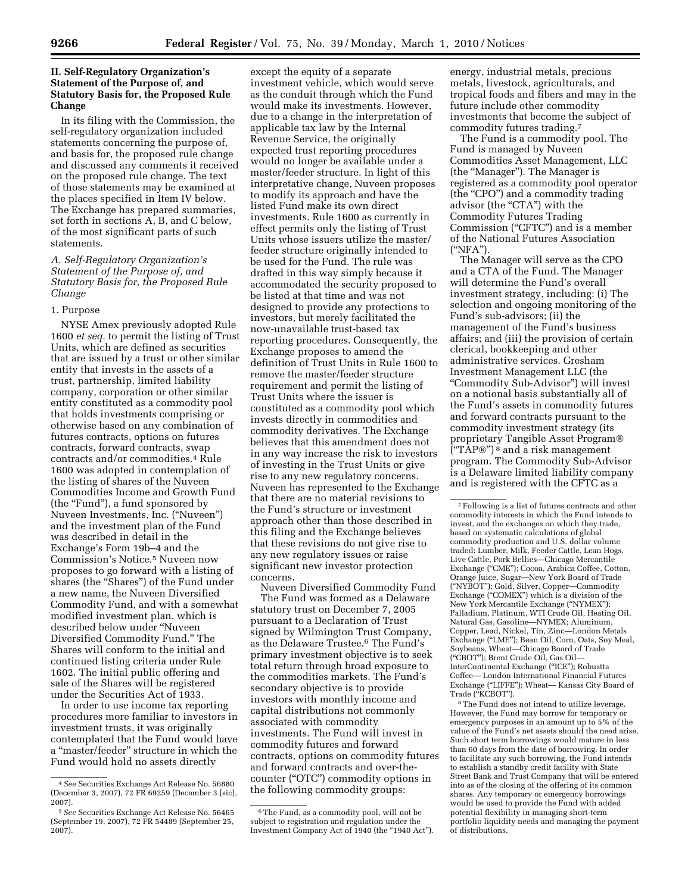## II. Self-Regulatory Organization's Statement of the Purpose of, and Statutory Basis for, the Proposed Rule Change

In its filing with the Commission, the self-regulatory organization included statements concerning the purpose of, and basis for, the proposed rule change and discussed any comments it received on the proposed rule change. The text of those statements may be examined at the places specified in Item IV below. The Exchange has prepared summaries, set forth in sections A, B, and C below, of the most significant parts of such statements.

### *A. Self-Regulatory Organization's Statement of the Purpose of, and Statutory Basis for, the Proposed Rule Change*

1. Purpose

NYSE Amex previously adopted Rule 1600 *et seq.* to permit the listing of Trust Units, which are defined as securities that are issued by a trust or other similar entity that invests in the assets of a trust, partnership, limited liability company, corporation or other similar entity constituted as a commodity pool that holds investments comprising or otherwise based on any combination of futures contracts, options on futures contracts, forward contracts, swap contracts and/or commodities.[4] Rule 1600 was adopted in contemplation of the listing of shares of the Nuveen Commodities Income and Growth Fund (the "Fund"), a fund sponsored by Nuveen Investments, Inc. ("Nuveen") and the investment plan of the Fund was described in detail in the Exchange's Form 19b–4 and the Commission's Notice.[5] Nuveen now proposes to go forward with a listing of shares (the "Shares") of the Fund under a new name, the Nuveen Diversified Commodity Fund, and with a somewhat modified investment plan, which is described below under "Nuveen Diversified Commodity Fund." The Shares will conform to the initial and continued listing criteria under Rule 1602. The initial public offering and sale of the Shares will be registered under the Securities Act of 1933.

In order to use income tax reporting procedures more familiar to investors in investment trusts, it was originally contemplated that the Fund would have a "master/feeder" structure in which the Fund would hold no assets directly except the equity of a separate investment vehicle, which would serve as the conduit through which the Fund would make its investments. However, due to a change in the interpretation of applicable tax law by the Internal Revenue Service, the originally expected trust reporting procedures would no longer be available under a master/feeder structure. In light of this interpretative change, Nuveen proposes to modify its approach and have the listed Fund make its own direct investments. Rule 1600 as currently in effect permits only the listing of Trust Units whose issuers utilize the master/feeder structure originally intended to be used for the Fund. The rule was drafted in this way simply because it accommodated the security proposed to be listed at that time and was not designed to provide any protections to investors, but merely facilitated the now-unavailable trust-based tax reporting procedures. Consequently, the Exchange proposes to amend the definition of Trust Units in Rule 1600 to remove the master/feeder structure requirement and permit the listing of Trust Units where the issuer is constituted as a commodity pool which invests directly in commodities and commodity derivatives. The Exchange believes that this amendment does not in any way increase the risk to investors of investing in the Trust Units or give rise to any new regulatory concerns. Nuveen has represented to the Exchange that there are no material revisions to the Fund's structure or investment approach other than those described in this filing and the Exchange believes that these revisions do not give rise to any new regulatory issues or raise significant new investor protection concerns.

Nuveen Diversified Commodity Fund

The Fund was formed as a Delaware statutory trust on December 7, 2005 pursuant to a Declaration of Trust signed by Wilmington Trust Company, as the Delaware Trustee.[6] The Fund's primary investment objective is to seek total return through broad exposure to the commodities markets. The Fund's secondary objective is to provide investors with monthly income and capital distributions not commonly associated with commodity investments. The Fund will invest in commodity futures and forward contracts, options on commodity futures and forward contracts and over-the-counter ("OTC") commodity options in the following commodity groups: energy, industrial metals, precious metals, livestock, agriculturals, and tropical foods and fibers and may in the future include other commodity investments that become the subject of commodity futures trading.[7]

The Fund is a commodity pool. The Fund is managed by Nuveen Commodities Asset Management, LLC (the "Manager"). The Manager is registered as a commodity pool operator (the "CPO") and a commodity trading advisor (the "CTA") with the Commodity Futures Trading Commission ("CFTC") and is a member of the National Futures Association ("NFA").

The Manager will serve as the CPO and a CTA of the Fund. The Manager will determine the Fund's overall investment strategy, including: (i) The selection and ongoing monitoring of the Fund's sub-advisors; (ii) the management of the Fund's business affairs; and (iii) the provision of certain clerical, bookkeeping and other administrative services. Gresham Investment Management LLC (the "Commodity Sub-Advisor") will invest on a notional basis substantially all of the Fund's assets in commodity futures and forward contracts pursuant to the commodity investment strategy (its proprietary Tangible Asset Program® ("TAP®")[8] and a risk management program. The Commodity Sub-Advisor is a Delaware limited liability company and is registered with the CFTC as a

---

[4] *See* Securities Exchange Act Release No. 56880 (December 3, 2007), 72 FR 69259 (December 3 [sic], 2007).

[5] *See* Securities Exchange Act Release No. 56465 (September 19, 2007), 72 FR 54489 (September 25, 2007).

[6] The Fund, as a commodity pool, will not be subject to registration and regulation under the Investment Company Act of 1940 (the "1940 Act").

[7] Following is a list of futures contracts and other commodity interests in which the Fund intends to invest, and the exchanges on which they trade, based on systematic calculations of global commodity production and U.S. dollar volume traded: Lumber, Milk, Feeder Cattle, Lean Hogs, Live Cattle, Pork Bellies—Chicago Mercantile Exchange ("CME"); Cocoa, Arabica Coffee, Cotton, Orange Juice, Sugar—New York Board of Trade ("NYBOT"); Gold, Silver, Copper—Commodity Exchange ("COMEX") which is a division of the New York Mercantile Exchange ("NYMEX"); Palladium, Platinum, WTI Crude Oil, Heating Oil, Natural Gas, Gasoline—NYMEX; Aluminum, Copper, Lead, Nickel, Tin, Zinc—London Metals Exchange ("LME"); Bean Oil, Corn, Oats, Soy Meal, Soybeans, Wheat—Chicago Board of Trade ("CBOT"); Brent Crude Oil, Gas Oil—InterContinental Exchange ("ICE"); Robustta Coffee— London International Financial Futures Exchange ("LIFFE"); Wheat— Kansas City Board of Trade ("KCBOT").

[8] The Fund does not intend to utilize leverage. However, the Fund may borrow for temporary or emergency purposes in an amount up to 5% of the value of the Fund's net assets should the need arise. Such short term borrowings would mature in less than 60 days from the date of borrowing. In order to facilitate any such borrowing, the Fund intends to establish a standby credit facility with State Street Bank and Trust Company that will be entered into as of the closing of the offering of its common shares. Any temporary or emergency borrowings would be used to provide the Fund with added potential flexibility in managing short-term portfolio liquidity needs and managing the payment of distributions.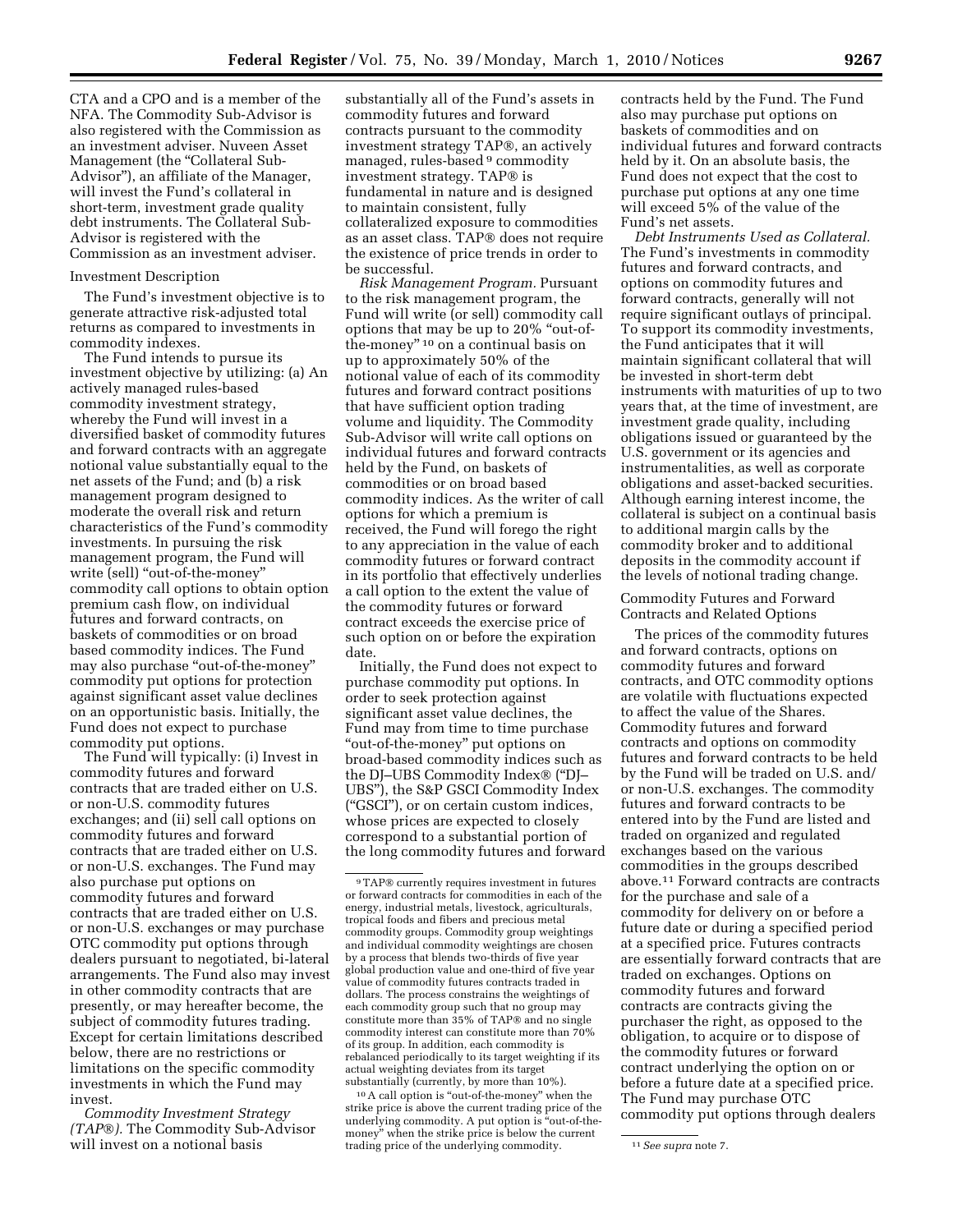CTA and a CPO and is a member of the NFA. The Commodity Sub-Advisor is also registered with the Commission as an investment adviser. Nuveen Asset Management (the "Collateral Sub-Advisor"), an affiliate of the Manager, will invest the Fund's collateral in short-term, investment grade quality debt instruments. The Collateral Sub-Advisor is registered with the Commission as an investment adviser.

Investment Description

The Fund's investment objective is to generate attractive risk-adjusted total returns as compared to investments in commodity indexes.

The Fund intends to pursue its investment objective by utilizing: (a) An actively managed rules-based commodity investment strategy, whereby the Fund will invest in a diversified basket of commodity futures and forward contracts with an aggregate notional value substantially equal to the net assets of the Fund; and (b) a risk management program designed to moderate the overall risk and return characteristics of the Fund's commodity investments. In pursuing the risk management program, the Fund will write (sell) "out-of-the-money" commodity call options to obtain option premium cash flow, on individual futures and forward contracts, on baskets of commodities or on broad based commodity indices. The Fund may also purchase "out-of-the-money" commodity put options for protection against significant asset value declines on an opportunistic basis. Initially, the Fund does not expect to purchase commodity put options.

The Fund will typically: (i) Invest in commodity futures and forward contracts that are traded either on U.S. or non-U.S. commodity futures exchanges; and (ii) sell call options on commodity futures and forward contracts that are traded either on U.S. or non-U.S. exchanges. The Fund may also purchase put options on commodity futures and forward contracts that are traded either on U.S. or non-U.S. exchanges or may purchase OTC commodity put options through dealers pursuant to negotiated, bi-lateral arrangements. The Fund also may invest in other commodity contracts that are presently, or may hereafter become, the subject of commodity futures trading. Except for certain limitations described below, there are no restrictions or limitations on the specific commodity investments in which the Fund may invest.

*Commodity Investment Strategy (TAP®).* The Commodity Sub-Advisor will invest on a notional basis substantially all of the Fund's assets in commodity futures and forward contracts pursuant to the commodity investment strategy TAP®, an actively managed, rules-based [9] commodity investment strategy. TAP® is fundamental in nature and is designed to maintain consistent, fully collateralized exposure to commodities as an asset class. TAP® does not require the existence of price trends in order to be successful.

*Risk Management Program.* Pursuant to the risk management program, the Fund will write (or sell) commodity call options that may be up to 20% "out-of-the-money" [10] on a continual basis on up to approximately 50% of the notional value of each of its commodity futures and forward contract positions that have sufficient option trading volume and liquidity. The Commodity Sub-Advisor will write call options on individual futures and forward contracts held by the Fund, on baskets of commodities or on broad based commodity indices. As the writer of call options for which a premium is received, the Fund will forego the right to any appreciation in the value of each commodity futures or forward contract in its portfolio that effectively underlies a call option to the extent the value of the commodity futures or forward contract exceeds the exercise price of such option on or before the expiration date.

Initially, the Fund does not expect to purchase commodity put options. In order to seek protection against significant asset value declines, the Fund may from time to time purchase "out-of-the-money" put options on broad-based commodity indices such as the DJ–UBS Commodity Index® ("DJ–UBS"), the S&P GSCI Commodity Index ("GSCI"), or on certain custom indices, whose prices are expected to closely correspond to a substantial portion of the long commodity futures and forward contracts held by the Fund. The Fund also may purchase put options on baskets of commodities and on individual futures and forward contracts held by it. On an absolute basis, the Fund does not expect that the cost to purchase put options at any one time will exceed 5% of the value of the Fund's net assets.

*Debt Instruments Used as Collateral.* The Fund's investments in commodity futures and forward contracts, and options on commodity futures and forward contracts, generally will not require significant outlays of principal. To support its commodity investments, the Fund anticipates that it will maintain significant collateral that will be invested in short-term debt instruments with maturities of up to two years that, at the time of investment, are investment grade quality, including obligations issued or guaranteed by the U.S. government or its agencies and instrumentalities, as well as corporate obligations and asset-backed securities. Although earning interest income, the collateral is subject on a continual basis to additional margin calls by the commodity broker and to additional deposits in the commodity account if the levels of notional trading change.

Commodity Futures and Forward Contracts and Related Options

The prices of the commodity futures and forward contracts, options on commodity futures and forward contracts, and OTC commodity options are volatile with fluctuations expected to affect the value of the Shares. Commodity futures and forward contracts and options on commodity futures and forward contracts to be held by the Fund will be traded on U.S. and/or non-U.S. exchanges. The commodity futures and forward contracts to be entered into by the Fund are listed and traded on organized and regulated exchanges based on the various commodities in the groups described above.[11] Forward contracts are contracts for the purchase and sale of a commodity for delivery on or before a future date or during a specified period at a specified price. Futures contracts are essentially forward contracts that are traded on exchanges. Options on commodity futures and forward contracts are contracts giving the purchaser the right, as opposed to the obligation, to acquire or to dispose of the commodity futures or forward contract underlying the option on or before a future date at a specified price. The Fund may purchase OTC commodity put options through dealers

[9] TAP® currently requires investment in futures or forward contracts for commodities in each of the energy, industrial metals, livestock, agriculturals, tropical foods and fibers and precious metal commodity groups. Commodity group weightings and individual commodity weightings are chosen by a process that blends two-thirds of five year global production value and one-third of five year value of commodity futures contracts traded in dollars. The process constrains the weightings of each commodity group such that no group may constitute more than 35% of TAP® and no single commodity interest can constitute more than 70% of its group. In addition, each commodity is rebalanced periodically to its target weighting if its actual weighting deviates from its target substantially (currently, by more than 10%).

[10] A call option is "out-of-the-money" when the strike price is above the current trading price of the underlying commodity. A put option is "out-of-the-money" when the strike price is below the current trading price of the underlying commodity.

[11] *See supra* note 7.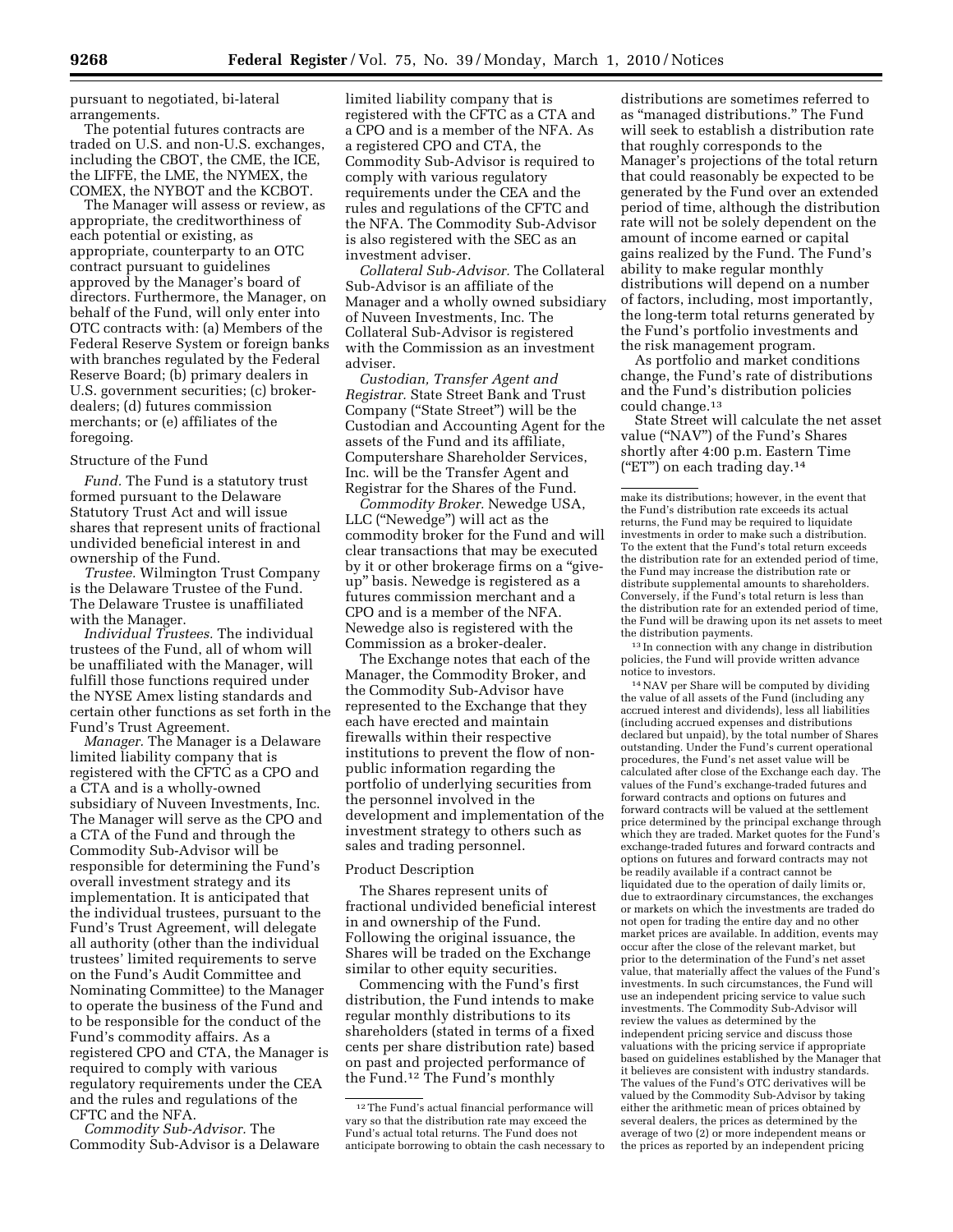pursuant to negotiated, bi-lateral arrangements.

The potential futures contracts are traded on U.S. and non-U.S. exchanges, including the CBOT, the CME, the ICE, the LIFFE, the LME, the NYMEX, the COMEX, the NYBOT and the KCBOT.

The Manager will assess or review, as appropriate, the creditworthiness of each potential or existing, as appropriate, counterparty to an OTC contract pursuant to guidelines approved by the Manager's board of directors. Furthermore, the Manager, on behalf of the Fund, will only enter into OTC contracts with: (a) Members of the Federal Reserve System or foreign banks with branches regulated by the Federal Reserve Board; (b) primary dealers in U.S. government securities; (c) broker-dealers; (d) futures commission merchants; or (e) affiliates of the foregoing.

Structure of the Fund

*Fund.* The Fund is a statutory trust formed pursuant to the Delaware Statutory Trust Act and will issue shares that represent units of fractional undivided beneficial interest in and ownership of the Fund.

*Trustee.* Wilmington Trust Company is the Delaware Trustee of the Fund. The Delaware Trustee is unaffiliated with the Manager.

*Individual Trustees.* The individual trustees of the Fund, all of whom will be unaffiliated with the Manager, will fulfill those functions required under the NYSE Amex listing standards and certain other functions as set forth in the Fund's Trust Agreement.

*Manager.* The Manager is a Delaware limited liability company that is registered with the CFTC as a CPO and a CTA and is a wholly-owned subsidiary of Nuveen Investments, Inc. The Manager will serve as the CPO and a CTA of the Fund and through the Commodity Sub-Advisor will be responsible for determining the Fund's overall investment strategy and its implementation. It is anticipated that the individual trustees, pursuant to the Fund's Trust Agreement, will delegate all authority (other than the individual trustees' limited requirements to serve on the Fund's Audit Committee and Nominating Committee) to the Manager to operate the business of the Fund and to be responsible for the conduct of the Fund's commodity affairs. As a registered CPO and CTA, the Manager is required to comply with various regulatory requirements under the CEA and the rules and regulations of the CFTC and the NFA.

*Commodity Sub-Advisor.* The Commodity Sub-Advisor is a Delaware limited liability company that is registered with the CFTC as a CTA and a CPO and is a member of the NFA. As a registered CPO and CTA, the Commodity Sub-Advisor is required to comply with various regulatory requirements under the CEA and the rules and regulations of the CFTC and the NFA. The Commodity Sub-Advisor is also registered with the SEC as an investment adviser.

*Collateral Sub-Advisor.* The Collateral Sub-Advisor is an affiliate of the Manager and a wholly owned subsidiary of Nuveen Investments, Inc. The Collateral Sub-Advisor is registered with the Commission as an investment adviser.

*Custodian, Transfer Agent and Registrar.* State Street Bank and Trust Company ("State Street") will be the Custodian and Accounting Agent for the assets of the Fund and its affiliate, Computershare Shareholder Services, Inc. will be the Transfer Agent and Registrar for the Shares of the Fund.

*Commodity Broker.* Newedge USA, LLC ("Newedge") will act as the commodity broker for the Fund and will clear transactions that may be executed by it or other brokerage firms on a "give-up" basis. Newedge is registered as a futures commission merchant and a CPO and is a member of the NFA. Newedge also is registered with the Commission as a broker-dealer.

The Exchange notes that each of the Manager, the Commodity Broker, and the Commodity Sub-Advisor have represented to the Exchange that they each have erected and maintain firewalls within their respective institutions to prevent the flow of non-public information regarding the portfolio of underlying securities from the personnel involved in the development and implementation of the investment strategy to others such as sales and trading personnel.

Product Description

The Shares represent units of fractional undivided beneficial interest in and ownership of the Fund. Following the original issuance, the Shares will be traded on the Exchange similar to other equity securities.

Commencing with the Fund's first distribution, the Fund intends to make regular monthly distributions to its shareholders (stated in terms of a fixed cents per share distribution rate) based on past and projected performance of the Fund.[12] The Fund's monthly distributions are sometimes referred to as "managed distributions." The Fund will seek to establish a distribution rate that roughly corresponds to the Manager's projections of the total return that could reasonably be expected to be generated by the Fund over an extended period of time, although the distribution rate will not be solely dependent on the amount of income earned or capital gains realized by the Fund. The Fund's ability to make regular monthly distributions will depend on a number of factors, including, most importantly, the long-term total returns generated by the Fund's portfolio investments and the risk management program.

As portfolio and market conditions change, the Fund's rate of distributions and the Fund's distribution policies could change.[13]

State Street will calculate the net asset value ("NAV") of the Fund's Shares shortly after 4:00 p.m. Eastern Time ("ET") on each trading day.[14]

---

[12] The Fund's actual financial performance will vary so that the distribution rate may exceed the Fund's actual total returns. The Fund does not anticipate borrowing to obtain the cash necessary to make its distributions; however, in the event that the Fund's distribution rate exceeds its actual returns, the Fund may be required to liquidate investments in order to make such a distribution. To the extent that the Fund's total return exceeds the distribution rate for an extended period of time, the Fund may increase the distribution rate or distribute supplemental amounts to shareholders. Conversely, if the Fund's total return is less than the distribution rate for an extended period of time, the Fund will be drawing upon its net assets to meet the distribution payments.

[13] In connection with any change in distribution policies, the Fund will provide written advance notice to investors.

[14] NAV per Share will be computed by dividing the value of all assets of the Fund (including any accrued interest and dividends), less all liabilities (including accrued expenses and distributions declared but unpaid), by the total number of Shares outstanding. Under the Fund's current operational procedures, the Fund's net asset value will be calculated after close of the Exchange each day. The values of the Fund's exchange-traded futures and forward contracts and options on futures and forward contracts will be valued at the settlement price determined by the principal exchange through which they are traded. Market quotes for the Fund's exchange-traded futures and forward contracts and options on futures and forward contracts may not be readily available if a contract cannot be liquidated due to the operation of daily limits or, due to extraordinary circumstances, the exchanges or markets on which the investments are traded do not open for trading the entire day and no other market prices are available. In addition, events may occur after the close of the relevant market, but prior to the determination of the Fund's net asset value, that materially affect the values of the Fund's investments. In such circumstances, the Fund will use an independent pricing service to value such investments. The Commodity Sub-Advisor will review the values as determined by the independent pricing service and discuss those valuations with the pricing service if appropriate based on guidelines established by the Manager that it believes are consistent with industry standards. The values of the Fund's OTC derivatives will be valued by the Commodity Sub-Advisor by taking either the arithmetic mean of prices obtained by several dealers, the prices as determined by the average of two (2) or more independent means or the prices as reported by an independent pricing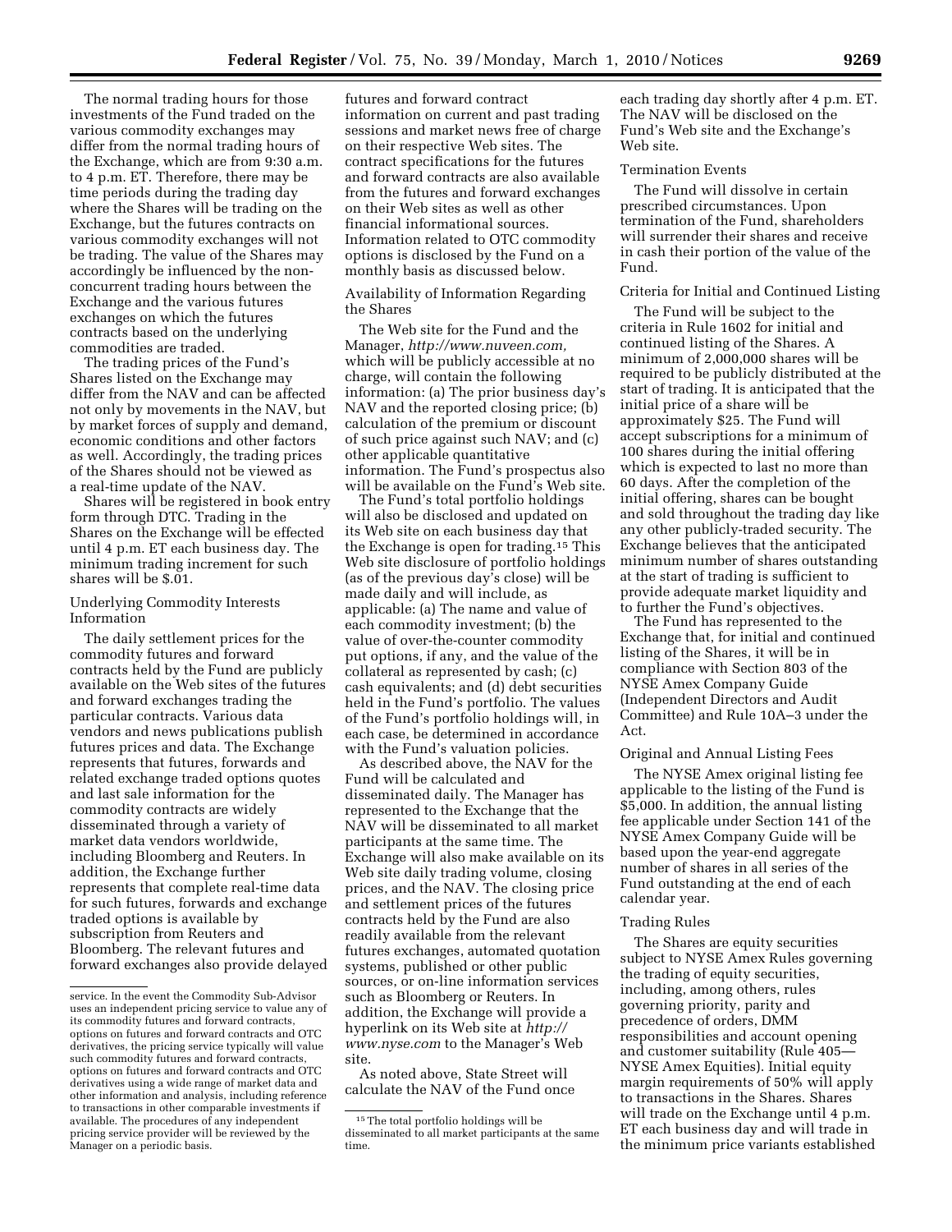The normal trading hours for those investments of the Fund traded on the various commodity exchanges may differ from the normal trading hours of the Exchange, which are from 9:30 a.m. to 4 p.m. ET. Therefore, there may be time periods during the trading day where the Shares will be trading on the Exchange, but the futures contracts on various commodity exchanges will not be trading. The value of the Shares may accordingly be influenced by the non-concurrent trading hours between the Exchange and the various futures exchanges on which the futures contracts based on the underlying commodities are traded.

The trading prices of the Fund's Shares listed on the Exchange may differ from the NAV and can be affected not only by movements in the NAV, but by market forces of supply and demand, economic conditions and other factors as well. Accordingly, the trading prices of the Shares should not be viewed as a real-time update of the NAV.

Shares will be registered in book entry form through DTC. Trading in the Shares on the Exchange will be effected until 4 p.m. ET each business day. The minimum trading increment for such shares will be $.01.

Underlying Commodity Interests Information

The daily settlement prices for the commodity futures and forward contracts held by the Fund are publicly available on the Web sites of the futures and forward exchanges trading the particular contracts. Various data vendors and news publications publish futures prices and data. The Exchange represents that futures, forwards and related exchange traded options quotes and last sale information for the commodity contracts are widely disseminated through a variety of market data vendors worldwide, including Bloomberg and Reuters. In addition, the Exchange further represents that complete real-time data for such futures, forwards and exchange traded options is available by subscription from Reuters and Bloomberg. The relevant futures and forward exchanges also provide delayed futures and forward contract information on current and past trading sessions and market news free of charge on their respective Web sites. The contract specifications for the futures and forward contracts are also available from the futures and forward exchanges on their Web sites as well as other financial informational sources. Information related to OTC commodity options is disclosed by the Fund on a monthly basis as discussed below.

Availability of Information Regarding the Shares

The Web site for the Fund and the Manager, *http://www.nuveen.com,* which will be publicly accessible at no charge, will contain the following information: (a) The prior business day's NAV and the reported closing price; (b) calculation of the premium or discount of such price against such NAV; and (c) other applicable quantitative information. The Fund's prospectus also will be available on the Fund's Web site.

The Fund's total portfolio holdings will also be disclosed and updated on its Web site on each business day that the Exchange is open for trading.[15] This Web site disclosure of portfolio holdings (as of the previous day's close) will be made daily and will include, as applicable: (a) The name and value of each commodity investment; (b) the value of over-the-counter commodity put options, if any, and the value of the collateral as represented by cash; (c) cash equivalents; and (d) debt securities held in the Fund's portfolio. The values of the Fund's portfolio holdings will, in each case, be determined in accordance with the Fund's valuation policies.

As described above, the NAV for the Fund will be calculated and disseminated daily. The Manager has represented to the Exchange that the NAV will be disseminated to all market participants at the same time. The Exchange will also make available on its Web site daily trading volume, closing prices, and the NAV. The closing price and settlement prices of the futures contracts held by the Fund are also readily available from the relevant futures exchanges, automated quotation systems, published or other public sources, or on-line information services such as Bloomberg or Reuters. In addition, the Exchange will provide a hyperlink on its Web site at *http://www.nyse.com* to the Manager's Web site.

As noted above, State Street will calculate the NAV of the Fund once each trading day shortly after 4 p.m. ET. The NAV will be disclosed on the Fund's Web site and the Exchange's Web site.

Termination Events

The Fund will dissolve in certain prescribed circumstances. Upon termination of the Fund, shareholders will surrender their shares and receive in cash their portion of the value of the Fund.

Criteria for Initial and Continued Listing

The Fund will be subject to the criteria in Rule 1602 for initial and continued listing of the Shares. A minimum of 2,000,000 shares will be required to be publicly distributed at the start of trading. It is anticipated that the initial price of a share will be approximately $25. The Fund will accept subscriptions for a minimum of 100 shares during the initial offering which is expected to last no more than 60 days. After the completion of the initial offering, shares can be bought and sold throughout the trading day like any other publicly-traded security. The Exchange believes that the anticipated minimum number of shares outstanding at the start of trading is sufficient to provide adequate market liquidity and to further the Fund's objectives.

The Fund has represented to the Exchange that, for initial and continued listing of the Shares, it will be in compliance with Section 803 of the NYSE Amex Company Guide (Independent Directors and Audit Committee) and Rule 10A–3 under the Act.

Original and Annual Listing Fees

The NYSE Amex original listing fee applicable to the listing of the Fund is $5,000. In addition, the annual listing fee applicable under Section 141 of the NYSE Amex Company Guide will be based upon the year-end aggregate number of shares in all series of the Fund outstanding at the end of each calendar year.

Trading Rules

The Shares are equity securities subject to NYSE Amex Rules governing the trading of equity securities, including, among others, rules governing priority, parity and precedence of orders, DMM responsibilities and account opening and customer suitability (Rule 405—NYSE Amex Equities). Initial equity margin requirements of 50% will apply to transactions in the Shares. Shares will trade on the Exchange until 4 p.m. ET each business day and will trade in the minimum price variants established

---

service. In the event the Commodity Sub-Advisor uses an independent pricing service to value any of its commodity futures and forward contracts, options on futures and forward contracts and OTC derivatives, the pricing service typically will value such commodity futures and forward contracts, options on futures and forward contracts and OTC derivatives using a wide range of market data and other information and analysis, including reference to transactions in other comparable investments if available. The procedures of any independent pricing service provider will be reviewed by the Manager on a periodic basis.

[15] The total portfolio holdings will be disseminated to all market participants at the same time.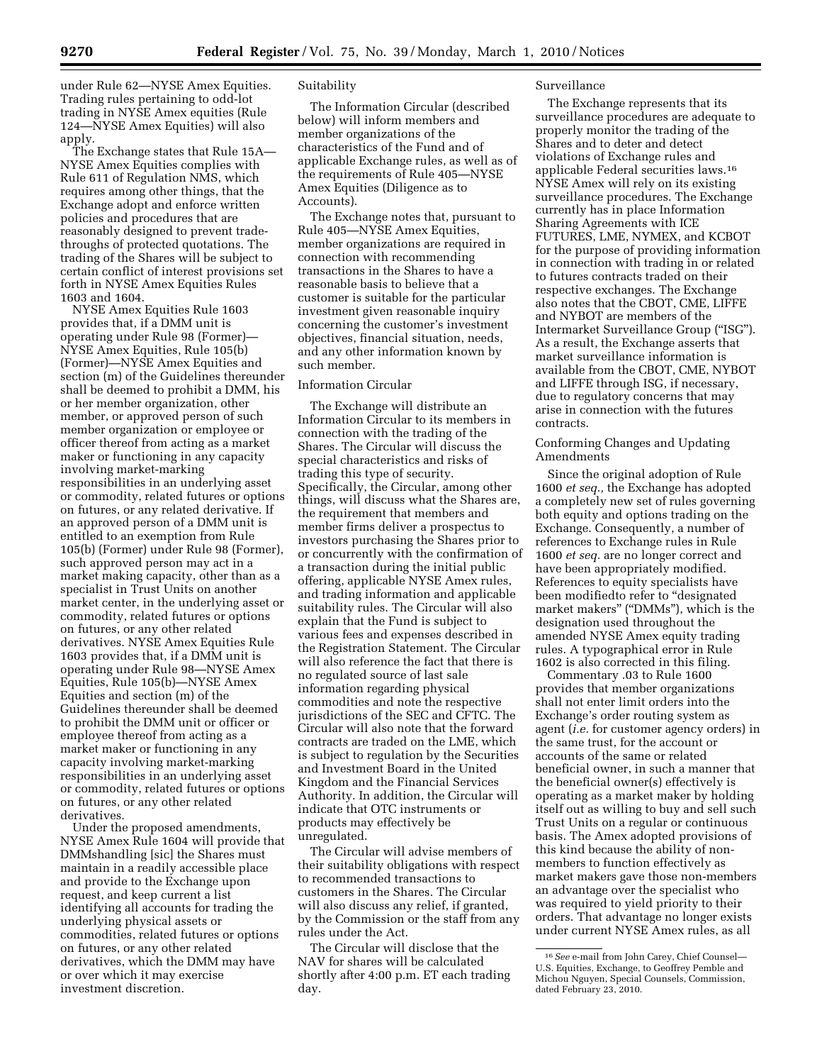under Rule 62—NYSE Amex Equities. Trading rules pertaining to odd-lot trading in NYSE Amex equities (Rule 124—NYSE Amex Equities) will also apply.

The Exchange states that Rule 15A—NYSE Amex Equities complies with Rule 611 of Regulation NMS, which requires among other things, that the Exchange adopt and enforce written policies and procedures that are reasonably designed to prevent trade-throughs of protected quotations. The trading of the Shares will be subject to certain conflict of interest provisions set forth in NYSE Amex Equities Rules 1603 and 1604.

NYSE Amex Equities Rule 1603 provides that, if a DMM unit is operating under Rule 98 (Former)—NYSE Amex Equities, Rule 105(b) (Former)—NYSE Amex Equities and section (m) of the Guidelines thereunder shall be deemed to prohibit a DMM, his or her member organization, other member, or approved person of such member organization or employee or officer thereof from acting as a market maker or functioning in any capacity involving market-marking responsibilities in an underlying asset or commodity, related futures or options on futures, or any related derivative. If an approved person of a DMM unit is entitled to an exemption from Rule 105(b) (Former) under Rule 98 (Former), such approved person may act in a market making capacity, other than as a specialist in Trust Units on another market center, in the underlying asset or commodity, related futures or options on futures, or any other related derivatives. NYSE Amex Equities Rule 1603 provides that, if a DMM unit is operating under Rule 98—NYSE Amex Equities, Rule 105(b)—NYSE Amex Equities and section (m) of the Guidelines thereunder shall be deemed to prohibit the DMM unit or officer or employee thereof from acting as a market maker or functioning in any capacity involving market-marking responsibilities in an underlying asset or commodity, related futures or options on futures, or any other related derivatives.

Under the proposed amendments, NYSE Amex Rule 1604 will provide that DMMshandling [sic] the Shares must maintain in a readily accessible place and provide to the Exchange upon request, and keep current a list identifying all accounts for trading the underlying physical assets or commodities, related futures or options on futures, or any other related derivatives, which the DMM may have or over which it may exercise investment discretion.

Suitability

The Information Circular (described below) will inform members and member organizations of the characteristics of the Fund and of applicable Exchange rules, as well as of the requirements of Rule 405—NYSE Amex Equities (Diligence as to Accounts).

The Exchange notes that, pursuant to Rule 405—NYSE Amex Equities, member organizations are required in connection with recommending transactions in the Shares to have a reasonable basis to believe that a customer is suitable for the particular investment given reasonable inquiry concerning the customer's investment objectives, financial situation, needs, and any other information known by such member.

Information Circular

The Exchange will distribute an Information Circular to its members in connection with the trading of the Shares. The Circular will discuss the special characteristics and risks of trading this type of security. Specifically, the Circular, among other things, will discuss what the Shares are, the requirement that members and member firms deliver a prospectus to investors purchasing the Shares prior to or concurrently with the confirmation of a transaction during the initial public offering, applicable NYSE Amex rules, and trading information and applicable suitability rules. The Circular will also explain that the Fund is subject to various fees and expenses described in the Registration Statement. The Circular will also reference the fact that there is no regulated source of last sale information regarding physical commodities and note the respective jurisdictions of the SEC and CFTC. The Circular will also note that the forward contracts are traded on the LME, which is subject to regulation by the Securities and Investment Board in the United Kingdom and the Financial Services Authority. In addition, the Circular will indicate that OTC instruments or products may effectively be unregulated.

The Circular will advise members of their suitability obligations with respect to recommended transactions to customers in the Shares. The Circular will also discuss any relief, if granted, by the Commission or the staff from any rules under the Act.

The Circular will disclose that the NAV for shares will be calculated shortly after 4:00 p.m. ET each trading day.

Surveillance

The Exchange represents that its surveillance procedures are adequate to properly monitor the trading of the Shares and to deter and detect violations of Exchange rules and applicable Federal securities laws.[16] NYSE Amex will rely on its existing surveillance procedures. The Exchange currently has in place Information Sharing Agreements with ICE FUTURES, LME, NYMEX, and KCBOT for the purpose of providing information in connection with trading in or related to futures contracts traded on their respective exchanges. The Exchange also notes that the CBOT, CME, LIFFE and NYBOT are members of the Intermarket Surveillance Group ("ISG"). As a result, the Exchange asserts that market surveillance information is available from the CBOT, CME, NYBOT and LIFFE through ISG, if necessary, due to regulatory concerns that may arise in connection with the futures contracts.

Conforming Changes and Updating Amendments

Since the original adoption of Rule 1600 *et seq.,* the Exchange has adopted a completely new set of rules governing both equity and options trading on the Exchange. Consequently, a number of references to Exchange rules in Rule 1600 *et seq.* are no longer correct and have been appropriately modified. References to equity specialists have been modifiedto refer to "designated market makers" ("DMMs"), which is the designation used throughout the amended NYSE Amex equity trading rules. A typographical error in Rule 1602 is also corrected in this filing.

Commentary .03 to Rule 1600 provides that member organizations shall not enter limit orders into the Exchange's order routing system as agent (*i.e.* for customer agency orders) in the same trust, for the account or accounts of the same or related beneficial owner, in such a manner that the beneficial owner(s) effectively is operating as a market maker by holding itself out as willing to buy and sell such Trust Units on a regular or continuous basis. The Amex adopted provisions of this kind because the ability of non-members to function effectively as market makers gave those non-members an advantage over the specialist who was required to yield priority to their orders. That advantage no longer exists under current NYSE Amex rules, as all

[16] *See* e-mail from John Carey, Chief Counsel—U.S. Equities, Exchange, to Geoffrey Pemble and Michou Nguyen, Special Counsels, Commission, dated February 23, 2010.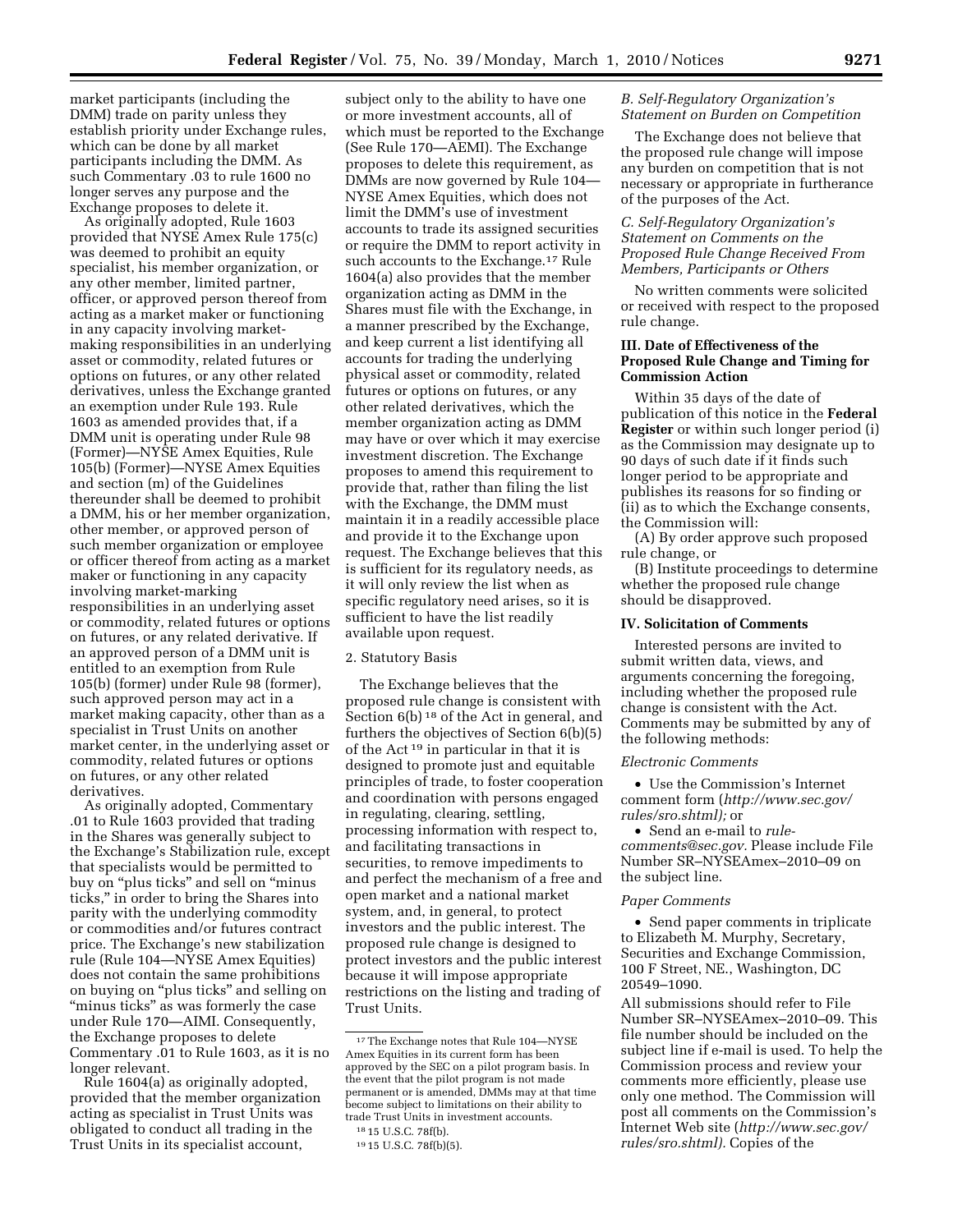market participants (including the DMM) trade on parity unless they establish priority under Exchange rules, which can be done by all market participants including the DMM. As such Commentary .03 to rule 1600 no longer serves any purpose and the Exchange proposes to delete it.

As originally adopted, Rule 1603 provided that NYSE Amex Rule 175(c) was deemed to prohibit an equity specialist, his member organization, or any other member, limited partner, officer, or approved person thereof from acting as a market maker or functioning in any capacity involving market-making responsibilities in an underlying asset or commodity, related futures or options on futures, or any other related derivatives, unless the Exchange granted an exemption under Rule 193. Rule 1603 as amended provides that, if a DMM unit is operating under Rule 98 (Former)—NYSE Amex Equities, Rule 105(b) (Former)—NYSE Amex Equities and section (m) of the Guidelines thereunder shall be deemed to prohibit a DMM, his or her member organization, other member, or approved person of such member organization or employee or officer thereof from acting as a market maker or functioning in any capacity involving market-marking responsibilities in an underlying asset or commodity, related futures or options on futures, or any related derivative. If an approved person of a DMM unit is entitled to an exemption from Rule 105(b) (former) under Rule 98 (former), such approved person may act in a market making capacity, other than as a specialist in Trust Units on another market center, in the underlying asset or commodity, related futures or options on futures, or any other related derivatives.

As originally adopted, Commentary .01 to Rule 1603 provided that trading in the Shares was generally subject to the Exchange's Stabilization rule, except that specialists would be permitted to buy on "plus ticks" and sell on "minus ticks," in order to bring the Shares into parity with the underlying commodity or commodities and/or futures contract price. The Exchange's new stabilization rule (Rule 104—NYSE Amex Equities) does not contain the same prohibitions on buying on "plus ticks" and selling on "minus ticks" as was formerly the case under Rule 170—AIMI. Consequently, the Exchange proposes to delete Commentary .01 to Rule 1603, as it is no longer relevant.

Rule 1604(a) as originally adopted, provided that the member organization acting as specialist in Trust Units was obligated to conduct all trading in the Trust Units in its specialist account, subject only to the ability to have one or more investment accounts, all of which must be reported to the Exchange (See Rule 170—AEMI). The Exchange proposes to delete this requirement, as DMMs are now governed by Rule 104—NYSE Amex Equities, which does not limit the DMM's use of investment accounts to trade its assigned securities or require the DMM to report activity in such accounts to the Exchange.[17] Rule 1604(a) also provides that the member organization acting as DMM in the Shares must file with the Exchange, in a manner prescribed by the Exchange, and keep current a list identifying all accounts for trading the underlying physical asset or commodity, related futures or options on futures, or any other related derivatives, which the member organization acting as DMM may have or over which it may exercise investment discretion. The Exchange proposes to amend this requirement to provide that, rather than filing the list with the Exchange, the DMM must maintain it in a readily accessible place and provide it to the Exchange upon request. The Exchange believes that this is sufficient for its regulatory needs, as it will only review the list when as specific regulatory need arises, so it is sufficient to have the list readily available upon request.

2. Statutory Basis

The Exchange believes that the proposed rule change is consistent with Section 6(b)[18] of the Act in general, and furthers the objectives of Section 6(b)(5) of the Act[19] in particular in that it is designed to promote just and equitable principles of trade, to foster cooperation and coordination with persons engaged in regulating, clearing, settling, processing information with respect to, and facilitating transactions in securities, to remove impediments to and perfect the mechanism of a free and open market and a national market system, and, in general, to protect investors and the public interest. The proposed rule change is designed to protect investors and the public interest because it will impose appropriate restrictions on the listing and trading of Trust Units.

[17] The Exchange notes that Rule 104—NYSE Amex Equities in its current form has been approved by the SEC on a pilot program basis. In the event that the pilot program is not made permanent or is amended, DMMs may at that time become subject to limitations on their ability to trade Trust Units in investment accounts.

[18] 15 U.S.C. 78f(b).

[19] 15 U.S.C. 78f(b)(5).

### *B. Self-Regulatory Organization's Statement on Burden on Competition*

The Exchange does not believe that the proposed rule change will impose any burden on competition that is not necessary or appropriate in furtherance of the purposes of the Act.

### *C. Self-Regulatory Organization's Statement on Comments on the Proposed Rule Change Received From Members, Participants or Others*

No written comments were solicited or received with respect to the proposed rule change.

## III. Date of Effectiveness of the Proposed Rule Change and Timing for Commission Action

Within 35 days of the date of publication of this notice in the **Federal Register** or within such longer period (i) as the Commission may designate up to 90 days of such date if it finds such longer period to be appropriate and publishes its reasons for so finding or (ii) as to which the Exchange consents, the Commission will:

(A) By order approve such proposed rule change, or

(B) Institute proceedings to determine whether the proposed rule change should be disapproved.

## IV. Solicitation of Comments

Interested persons are invited to submit written data, views, and arguments concerning the foregoing, including whether the proposed rule change is consistent with the Act. Comments may be submitted by any of the following methods:

*Electronic Comments*

- Use the Commission's Internet comment form (*http://www.sec.gov/rules/sro.shtml);* or
- Send an e-mail to *rule-comments@sec.gov.* Please include File Number SR–NYSEAmex–2010–09 on the subject line.

*Paper Comments*

- Send paper comments in triplicate to Elizabeth M. Murphy, Secretary, Securities and Exchange Commission, 100 F Street, NE., Washington, DC 20549–1090.

All submissions should refer to File Number SR–NYSEAmex–2010–09. This file number should be included on the subject line if e-mail is used. To help the Commission process and review your comments more efficiently, please use only one method. The Commission will post all comments on the Commission's Internet Web site (*http://www.sec.gov/rules/sro.shtml).* Copies of the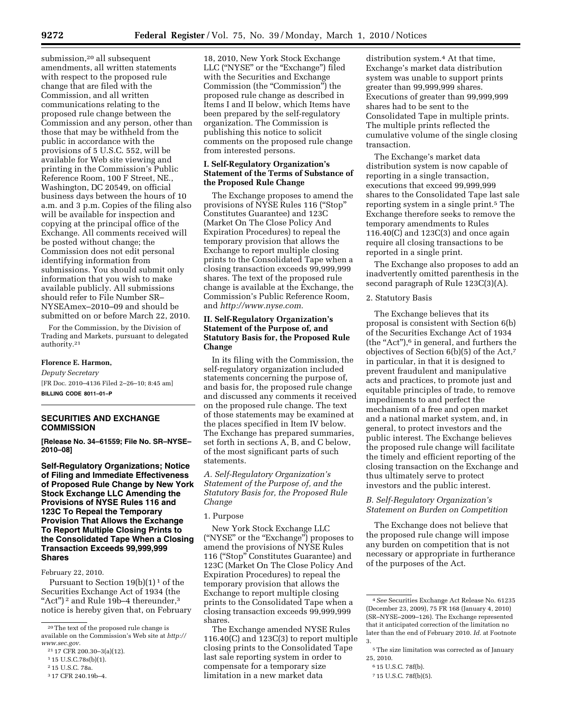submission,[20] all subsequent amendments, all written statements with respect to the proposed rule change that are filed with the Commission, and all written communications relating to the proposed rule change between the Commission and any person, other than those that may be withheld from the public in accordance with the provisions of 5 U.S.C. 552, will be available for Web site viewing and printing in the Commission's Public Reference Room, 100 F Street, NE., Washington, DC 20549, on official business days between the hours of 10 a.m. and 3 p.m. Copies of the filing also will be available for inspection and copying at the principal office of the Exchange. All comments received will be posted without change; the Commission does not edit personal identifying information from submissions. You should submit only information that you wish to make available publicly. All submissions should refer to File Number SR–NYSEAmex–2010–09 and should be submitted on or before March 22, 2010.

For the Commission, by the Division of Trading and Markets, pursuant to delegated authority.[21]

**Florence E. Harmon,**

*Deputy Secretary*

[FR Doc. 2010–4136 Filed 2–26–10; 8:45 am]

**BILLING CODE 8011–01–P**

---

## SECURITIES AND EXCHANGE COMMISSION

**[Release No. 34–61559; File No. SR–NYSE–2010–08]**

## Self-Regulatory Organizations; Notice of Filing and Immediate Effectiveness of Proposed Rule Change by New York Stock Exchange LLC Amending the Provisions of NYSE Rules 116 and 123C To Repeal the Temporary Provision That Allows the Exchange To Report Multiple Closing Prints to the Consolidated Tape When a Closing Transaction Exceeds 99,999,999 Shares

February 22, 2010.

Pursuant to Section 19(b)(1)[1] of the Securities Exchange Act of 1934 (the "Act")[2] and Rule 19b–4 thereunder,[3] notice is hereby given that, on February 18, 2010, New York Stock Exchange LLC ("NYSE" or the "Exchange") filed with the Securities and Exchange Commission (the "Commission") the proposed rule change as described in Items I and II below, which Items have been prepared by the self-regulatory organization. The Commission is publishing this notice to solicit comments on the proposed rule change from interested persons.

### I. Self-Regulatory Organization's Statement of the Terms of Substance of the Proposed Rule Change

The Exchange proposes to amend the provisions of NYSE Rules 116 ("Stop" Constitutes Guarantee) and 123C (Market On The Close Policy And Expiration Procedures) to repeal the temporary provision that allows the Exchange to report multiple closing prints to the Consolidated Tape when a closing transaction exceeds 99,999,999 shares. The text of the proposed rule change is available at the Exchange, the Commission's Public Reference Room, and *http://www.nyse.com.*

### II. Self-Regulatory Organization's Statement of the Purpose of, and Statutory Basis for, the Proposed Rule Change

In its filing with the Commission, the self-regulatory organization included statements concerning the purpose of, and basis for, the proposed rule change and discussed any comments it received on the proposed rule change. The text of those statements may be examined at the places specified in Item IV below. The Exchange has prepared summaries, set forth in sections A, B, and C below, of the most significant parts of such statements.

*A. Self-Regulatory Organization's Statement of the Purpose of, and the Statutory Basis for, the Proposed Rule Change*

1. Purpose

New York Stock Exchange LLC ("NYSE" or the "Exchange") proposes to amend the provisions of NYSE Rules 116 ("Stop" Constitutes Guarantee) and 123C (Market On The Close Policy And Expiration Procedures) to repeal the temporary provision that allows the Exchange to report multiple closing prints to the Consolidated Tape when a closing transaction exceeds 99,999,999 shares.

The Exchange amended NYSE Rules 116.40(C) and 123C(3) to report multiple closing prints to the Consolidated Tape last sale reporting system in order to compensate for a temporary size limitation in a new market data distribution system.[4] At that time, Exchange's market data distribution system was unable to support prints greater than 99,999,999 shares. Executions of greater than 99,999,999 shares had to be sent to the Consolidated Tape in multiple prints. The multiple prints reflected the cumulative volume of the single closing transaction.

The Exchange's market data distribution system is now capable of reporting in a single transaction, executions that exceed 99,999,999 shares to the Consolidated Tape last sale reporting system in a single print.[5] The Exchange therefore seeks to remove the temporary amendments to Rules 116.40(C) and 123C(3) and once again require all closing transactions to be reported in a single print.

The Exchange also proposes to add an inadvertently omitted parenthesis in the second paragraph of Rule 123C(3)(A).

2. Statutory Basis

The Exchange believes that its proposal is consistent with Section 6(b) of the Securities Exchange Act of 1934 (the "Act"),[6] in general, and furthers the objectives of Section 6(b)(5) of the Act,[7] in particular, in that it is designed to prevent fraudulent and manipulative acts and practices, to promote just and equitable principles of trade, to remove impediments to and perfect the mechanism of a free and open market and a national market system, and, in general, to protect investors and the public interest. The Exchange believes the proposed rule change will facilitate the timely and efficient reporting of the closing transaction on the Exchange and thus ultimately serve to protect investors and the public interest.

*B. Self-Regulatory Organization's Statement on Burden on Competition*

The Exchange does not believe that the proposed rule change will impose any burden on competition that is not necessary or appropriate in furtherance of the purposes of the Act.

---

[20] The text of the proposed rule change is available on the Commission's Web site at *http://www.sec.gov.*

[21] 17 CFR 200.30–3(a)(12).

[1] 15 U.S.C.78s(b)(1).

[2] 15 U.S.C. 78a.

[3] 17 CFR 240.19b–4.

[4] *See* Securities Exchange Act Release No. 61235 (December 23, 2009), 75 FR 168 (January 4, 2010) (SR–NYSE–2009–126). The Exchange represented that it anticipated correction of the limitation no later than the end of February 2010. *Id.* at Footnote 3.

[5] The size limitation was corrected as of January 25, 2010.

[6] 15 U.S.C. 78f(b).

[7] 15 U.S.C. 78f(b)(5).